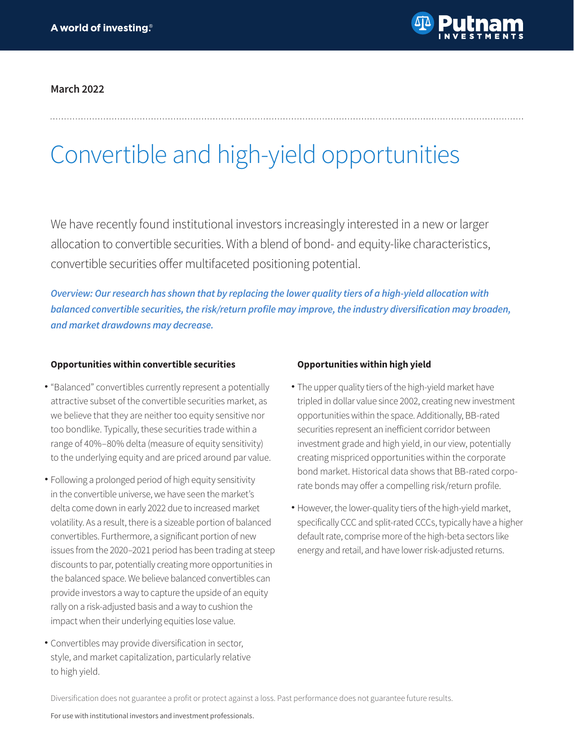March 2022

# Convertible and high-yield opportunities

We have recently found institutional investors increasingly interested in a new or larger allocation to convertible securities. With a blend of bond- and equity-like characteristics, convertible securities offer multifaceted positioning potential.

***Overview: Our research has shown that by replacing the lower quality tiers of a high-yield allocation with balanced convertible securities, the risk/return profile may improve, the industry diversification may broaden, and market drawdowns may decrease.***

**Opportunities within convertible securities**

- "Balanced" convertibles currently represent a potentially attractive subset of the convertible securities market, as we believe that they are neither too equity sensitive nor too bondlike. Typically, these securities trade within a range of 40%–80% delta (measure of equity sensitivity) to the underlying equity and are priced around par value.
- Following a prolonged period of high equity sensitivity in the convertible universe, we have seen the market's delta come down in early 2022 due to increased market volatility. As a result, there is a sizeable portion of balanced convertibles. Furthermore, a significant portion of new issues from the 2020–2021 period has been trading at steep discounts to par, potentially creating more opportunities in the balanced space. We believe balanced convertibles can provide investors a way to capture the upside of an equity rally on a risk-adjusted basis and a way to cushion the impact when their underlying equities lose value.
- Convertibles may provide diversification in sector, style, and market capitalization, particularly relative to high yield.

**Opportunities within high yield**

- The upper quality tiers of the high-yield market have tripled in dollar value since 2002, creating new investment opportunities within the space. Additionally, BB-rated securities represent an inefficient corridor between investment grade and high yield, in our view, potentially creating mispriced opportunities within the corporate bond market. Historical data shows that BB-rated corporate bonds may offer a compelling risk/return profile.
- However, the lower-quality tiers of the high-yield market, specifically CCC and split-rated CCCs, typically have a higher default rate, comprise more of the high-beta sectors like energy and retail, and have lower risk-adjusted returns.

Diversification does not guarantee a profit or protect against a loss. Past performance does not guarantee future results.

For use with institutional investors and investment professionals.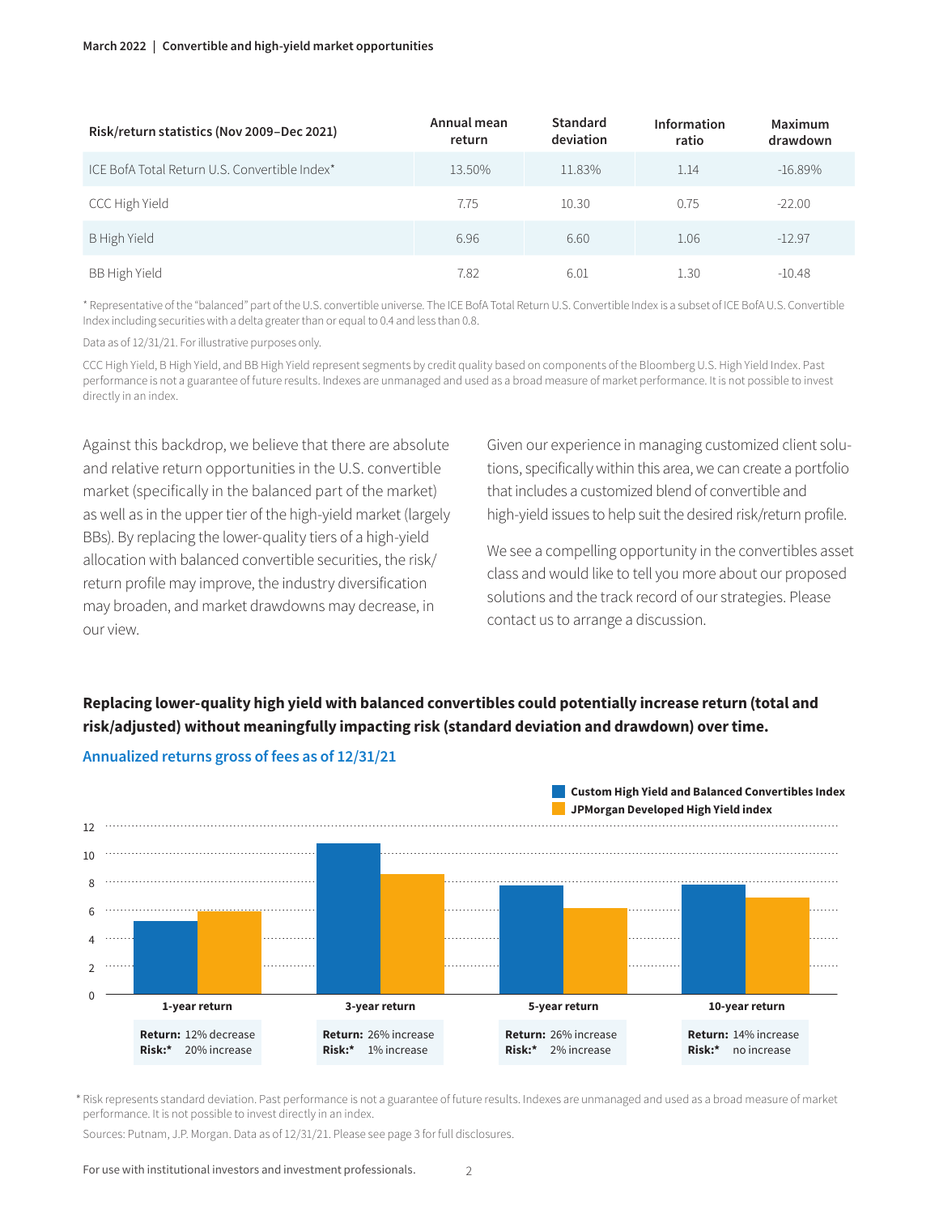| Risk/return statistics (Nov 2009–Dec 2021) | Annual mean return | Standard deviation | Information ratio | Maximum drawdown |
|---|---|---|---|---|
| ICE BofA Total Return U.S. Convertible Index* | 13.50% | 11.83% | 1.14 | -16.89% |
| CCC High Yield | 7.75 | 10.30 | 0.75 | -22.00 |
| B High Yield | 6.96 | 6.60 | 1.06 | -12.97 |
| BB High Yield | 7.82 | 6.01 | 1.30 | -10.48 |

* Representative of the "balanced" part of the U.S. convertible universe. The ICE BofA Total Return U.S. Convertible Index is a subset of ICE BofA U.S. Convertible Index including securities with a delta greater than or equal to 0.4 and less than 0.8.

Data as of 12/31/21. For illustrative purposes only.

CCC High Yield, B High Yield, and BB High Yield represent segments by credit quality based on components of the Bloomberg U.S. High Yield Index. Past performance is not a guarantee of future results. Indexes are unmanaged and used as a broad measure of market performance. It is not possible to invest directly in an index.

Against this backdrop, we believe that there are absolute and relative return opportunities in the U.S. convertible market (specifically in the balanced part of the market) as well as in the upper tier of the high-yield market (largely BBs). By replacing the lower-quality tiers of a high-yield allocation with balanced convertible securities, the risk/return profile may improve, the industry diversification may broaden, and market drawdowns may decrease, in our view.

Given our experience in managing customized client solutions, specifically within this area, we can create a portfolio that includes a customized blend of convertible and high-yield issues to help suit the desired risk/return profile.

We see a compelling opportunity in the convertibles asset class and would like to tell you more about our proposed solutions and the track record of our strategies. Please contact us to arrange a discussion.

**Replacing lower-quality high yield with balanced convertibles could potentially increase return (total and risk/adjusted) without meaningfully impacting risk (standard deviation and drawdown) over time.**

**Annualized returns gross of fees as of 12/31/21**

Custom High Yield and Balanced Convertibles Index
JPMorgan Developed High Yield index

| | 1-year return | 3-year return | 5-year return | 10-year return |
|---|---|---|---|---|
| **Return:** | 12% decrease | 26% increase | 26% increase | 14% increase |
| **Risk:*** | 20% increase | 1% increase | 2% increase | no increase |

* Risk represents standard deviation. Past performance is not a guarantee of future results. Indexes are unmanaged and used as a broad measure of market performance. It is not possible to invest directly in an index.

Sources: Putnam, J.P. Morgan. Data as of 12/31/21. Please see page 3 for full disclosures.

For use with institutional investors and investment professionals.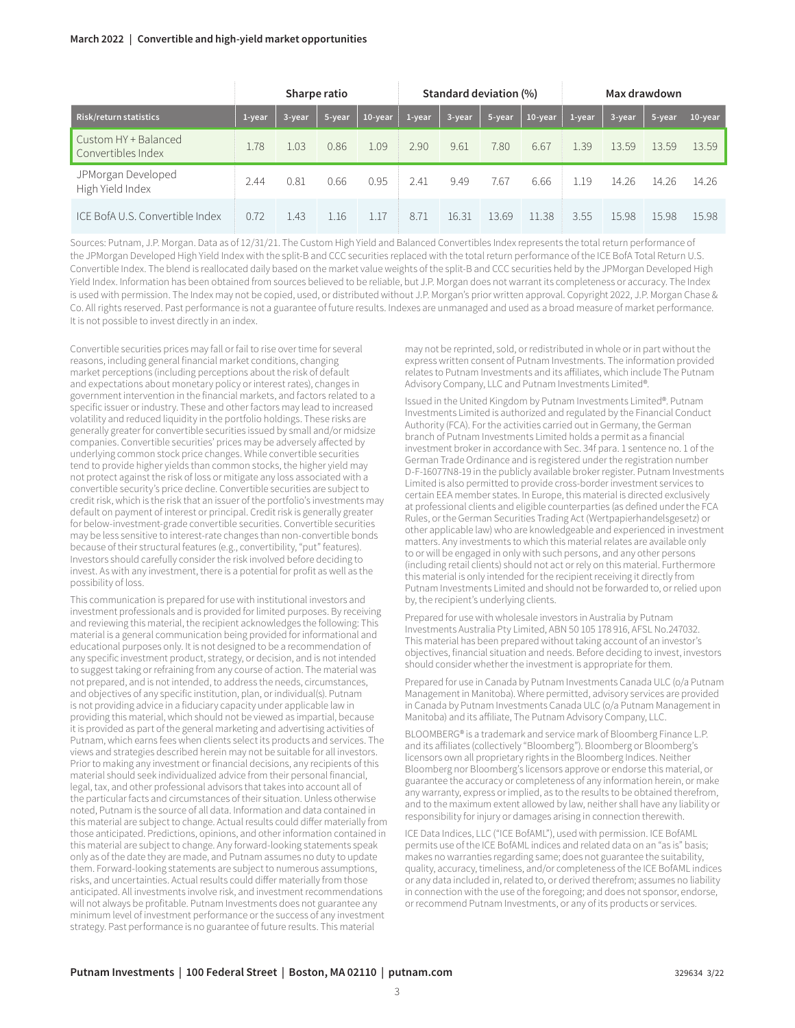| Risk/return statistics | Sharpe ratio 1-year | 3-year | 5-year | 10-year | Standard deviation (%) 1-year | 3-year | 5-year | 10-year | Max drawdown 1-year | 3-year | 5-year | 10-year |
|---|---|---|---|---|---|---|---|---|---|---|---|---|
| Custom HY + Balanced Convertibles Index | 1.78 | 1.03 | 0.86 | 1.09 | 2.90 | 9.61 | 7.80 | 6.67 | 1.39 | 13.59 | 13.59 | 13.59 |
| JPMorgan Developed High Yield Index | 2.44 | 0.81 | 0.66 | 0.95 | 2.41 | 9.49 | 7.67 | 6.66 | 1.19 | 14.26 | 14.26 | 14.26 |
| ICE BofA U.S. Convertible Index | 0.72 | 1.43 | 1.16 | 1.17 | 8.71 | 16.31 | 13.69 | 11.38 | 3.55 | 15.98 | 15.98 | 15.98 |

Sources: Putnam, J.P. Morgan. Data as of 12/31/21. The Custom High Yield and Balanced Convertibles Index represents the total return performance of the JPMorgan Developed High Yield Index with the split-B and CCC securities replaced with the total return performance of the ICE BofA Total Return U.S. Convertible Index. The blend is reallocated daily based on the market value weights of the split-B and CCC securities held by the JPMorgan Developed High Yield Index. Information has been obtained from sources believed to be reliable, but J.P. Morgan does not warrant its completeness or accuracy. The Index is used with permission. The Index may not be copied, used, or distributed without J.P. Morgan's prior written approval. Copyright 2022, J.P. Morgan Chase & Co. All rights reserved. Past performance is not a guarantee of future results. Indexes are unmanaged and used as a broad measure of market performance. It is not possible to invest directly in an index.

Convertible securities prices may fall or fail to rise over time for several reasons, including general financial market conditions, changing market perceptions (including perceptions about the risk of default and expectations about monetary policy or interest rates), changes in government intervention in the financial markets, and factors related to a specific issuer or industry. These and other factors may lead to increased volatility and reduced liquidity in the portfolio holdings. These risks are generally greater for convertible securities issued by small and/or midsize companies. Convertible securities' prices may be adversely affected by underlying common stock price changes. While convertible securities tend to provide higher yields than common stocks, the higher yield may not protect against the risk of loss or mitigate any loss associated with a convertible security's price decline. Convertible securities are subject to credit risk, which is the risk that an issuer of the portfolio's investments may default on payment of interest or principal. Credit risk is generally greater for below-investment-grade convertible securities. Convertible securities may be less sensitive to interest-rate changes than non-convertible bonds because of their structural features (e.g., convertibility, "put" features). Investors should carefully consider the risk involved before deciding to invest. As with any investment, there is a potential for profit as well as the possibility of loss.

This communication is prepared for use with institutional investors and investment professionals and is provided for limited purposes. By receiving and reviewing this material, the recipient acknowledges the following: This material is a general communication being provided for informational and educational purposes only. It is not designed to be a recommendation of any specific investment product, strategy, or decision, and is not intended to suggest taking or refraining from any course of action. The material was not prepared, and is not intended, to address the needs, circumstances, and objectives of any specific institution, plan, or individual(s). Putnam is not providing advice in a fiduciary capacity under applicable law in providing this material, which should not be viewed as impartial, because it is provided as part of the general marketing and advertising activities of Putnam, which earns fees when clients select its products and services. The views and strategies described herein may not be suitable for all investors. Prior to making any investment or financial decisions, any recipients of this material should seek individualized advice from their personal financial, legal, tax, and other professional advisors that takes into account all of the particular facts and circumstances of their situation. Unless otherwise noted, Putnam is the source of all data. Information and data contained in this material are subject to change. Actual results could differ materially from those anticipated. Predictions, opinions, and other information contained in this material are subject to change. Any forward-looking statements speak only as of the date they are made, and Putnam assumes no duty to update them. Forward-looking statements are subject to numerous assumptions, risks, and uncertainties. Actual results could differ materially from those anticipated. All investments involve risk, and investment recommendations will not always be profitable. Putnam Investments does not guarantee any minimum level of investment performance or the success of any investment strategy. Past performance is no guarantee of future results. This material may not be reprinted, sold, or redistributed in whole or in part without the express written consent of Putnam Investments. The information provided relates to Putnam Investments and its affiliates, which include The Putnam Advisory Company, LLC and Putnam Investments Limited®.

Issued in the United Kingdom by Putnam Investments Limited®. Putnam Investments Limited is authorized and regulated by the Financial Conduct Authority (FCA). For the activities carried out in Germany, the German branch of Putnam Investments Limited holds a permit as a financial investment broker in accordance with Sec. 34f para. 1 sentence no. 1 of the German Trade Ordinance and is registered under the registration number D-F-16077N8-19 in the publicly available broker register. Putnam Investments Limited is also permitted to provide cross-border investment services to certain EEA member states. In Europe, this material is directed exclusively at professional clients and eligible counterparties (as defined under the FCA Rules, or the German Securities Trading Act (Wertpapierhandelsgesetz) or other applicable law) who are knowledgeable and experienced in investment matters. Any investments to which this material relates are available only to or will be engaged in only with such persons, and any other persons (including retail clients) should not act or rely on this material. Furthermore this material is only intended for the recipient receiving it directly from Putnam Investments Limited and should not be forwarded to, or relied upon by, the recipient's underlying clients.

Prepared for use with wholesale investors in Australia by Putnam Investments Australia Pty Limited, ABN 50 105 178 916, AFSL No.247032. This material has been prepared without taking account of an investor's objectives, financial situation and needs. Before deciding to invest, investors should consider whether the investment is appropriate for them.

Prepared for use in Canada by Putnam Investments Canada ULC (o/a Putnam Management in Manitoba). Where permitted, advisory services are provided in Canada by Putnam Investments Canada ULC (o/a Putnam Management in Manitoba) and its affiliate, The Putnam Advisory Company, LLC.

BLOOMBERG® is a trademark and service mark of Bloomberg Finance L.P. and its affiliates (collectively "Bloomberg"). Bloomberg or Bloomberg's licensors own all proprietary rights in the Bloomberg Indices. Neither Bloomberg nor Bloomberg's licensors approve or endorse this material, or guarantee the accuracy or completeness of any information herein, or make any warranty, express or implied, as to the results to be obtained therefrom, and to the maximum extent allowed by law, neither shall have any liability or responsibility for injury or damages arising in connection therewith.

ICE Data Indices, LLC ("ICE BofAML"), used with permission. ICE BofAML permits use of the ICE BofAML indices and related data on an "as is" basis; makes no warranties regarding same; does not guarantee the suitability, quality, accuracy, timeliness, and/or completeness of the ICE BofAML indices or any data included in, related to, or derived therefrom; assumes no liability in connection with the use of the foregoing; and does not sponsor, endorse, or recommend Putnam Investments, or any of its products or services.

**Putnam Investments | 100 Federal Street | Boston, MA 02110 | putnam.com**

329634 3/22